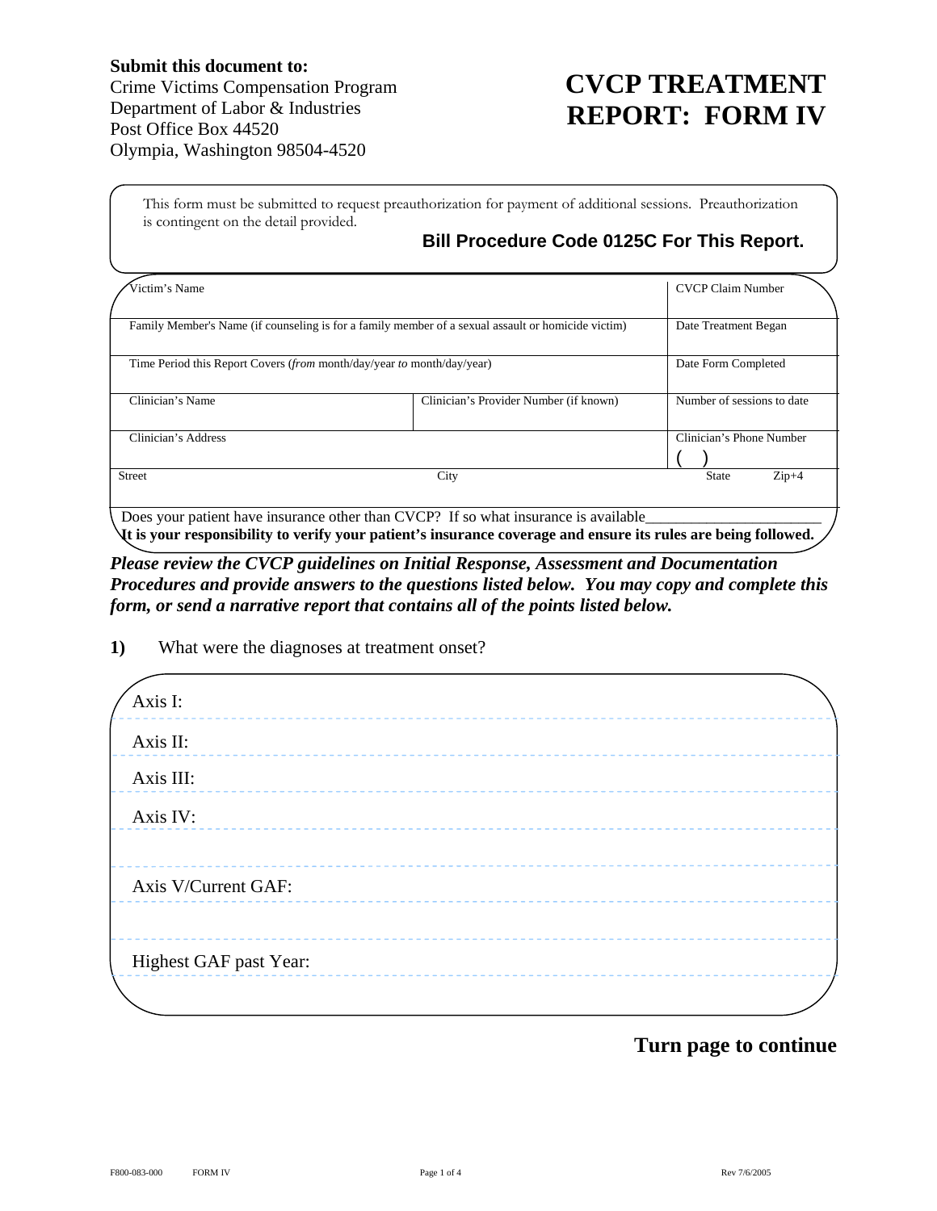**Submit this document to:**
Crime Victims Compensation Program
Department of Labor & Industries
Post Office Box 44520
Olympia, Washington 98504-4520

# CVCP TREATMENT REPORT: FORM IV

This form must be submitted to request preauthorization for payment of additional sessions. Preauthorization is contingent on the detail provided.

**Bill Procedure Code 0125C For This Report.**

| Victim's Name | | CVCP Claim Number |
|---|---|---|
| Family Member's Name (if counseling is for a family member of a sexual assault or homicide victim) | | Date Treatment Began |
| Time Period this Report Covers (*from* month/day/year *to* month/day/year) | | Date Form Completed |
| Clinician's Name | Clinician's Provider Number (if known) | Number of sessions to date |
| Clinician's Address | | Clinician's Phone Number ( ) |
| Street | City | State Zip+4 |

Does your patient have insurance other than CVCP? If so what insurance is available______________________

**It is your responsibility to verify your patient's insurance coverage and ensure its rules are being followed.**

***Please review the CVCP guidelines on Initial Response, Assessment and Documentation Procedures and provide answers to the questions listed below. You may copy and complete this form, or send a narrative report that contains all of the points listed below.***

**1)** What were the diagnoses at treatment onset?

Axis I:

Axis II:

Axis III:

Axis IV:

Axis V/Current GAF:

Highest GAF past Year:

**Turn page to continue**

F800-083-000 FORM IV Rev 7/6/2005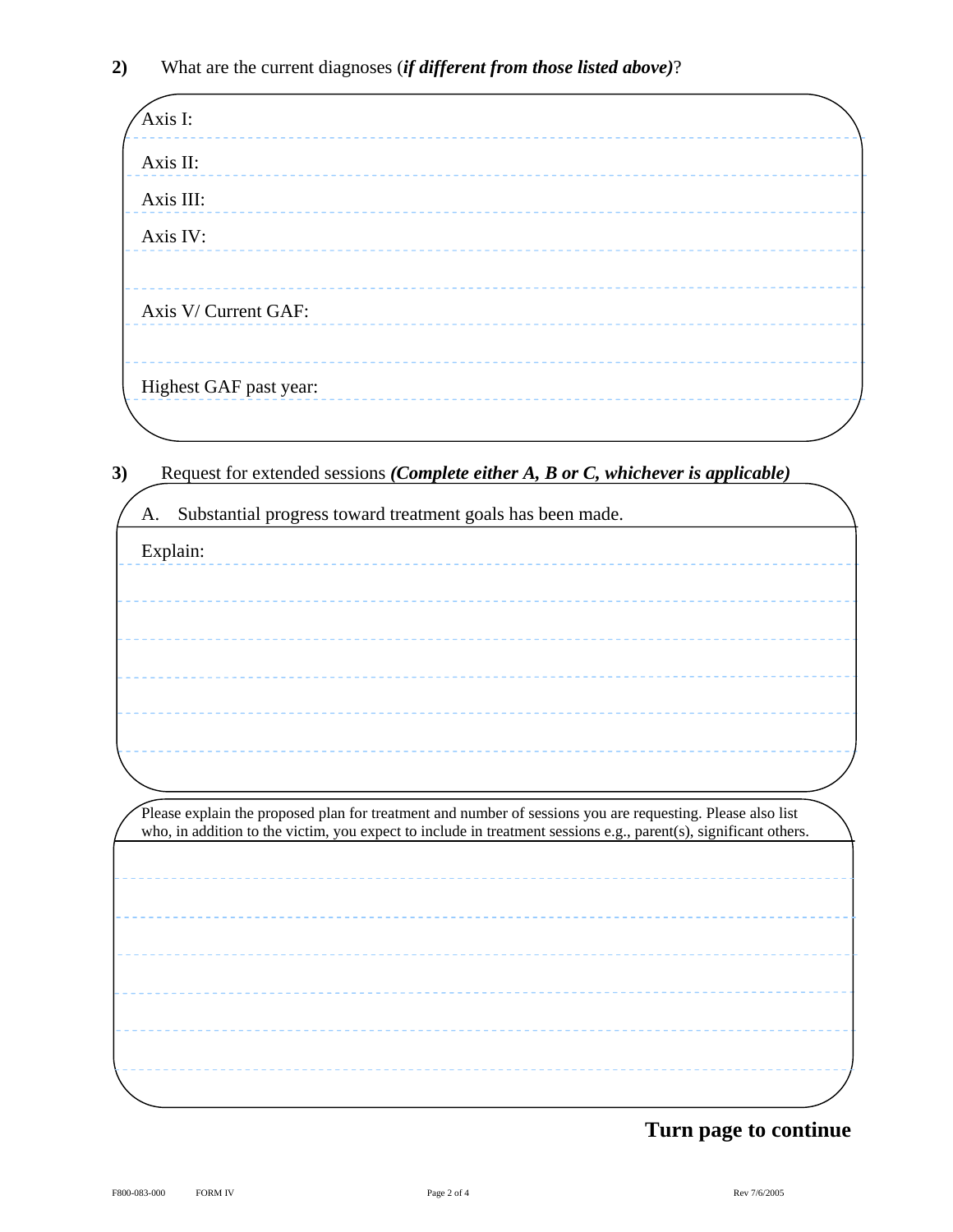**2)** What are the current diagnoses (***if different from those listed above)***?

Axis I:

Axis II:

Axis III:

Axis IV:

Axis V/ Current GAF:

Highest GAF past year:

**3)** Request for extended sessions ***(Complete either A, B or C, whichever is applicable)***

A. Substantial progress toward treatment goals has been made.

Explain:

Please explain the proposed plan for treatment and number of sessions you are requesting. Please also list who, in addition to the victim, you expect to include in treatment sessions e.g., parent(s), significant others.

**Turn page to continue**

F800-083-000 FORM IV Rev 7/6/2005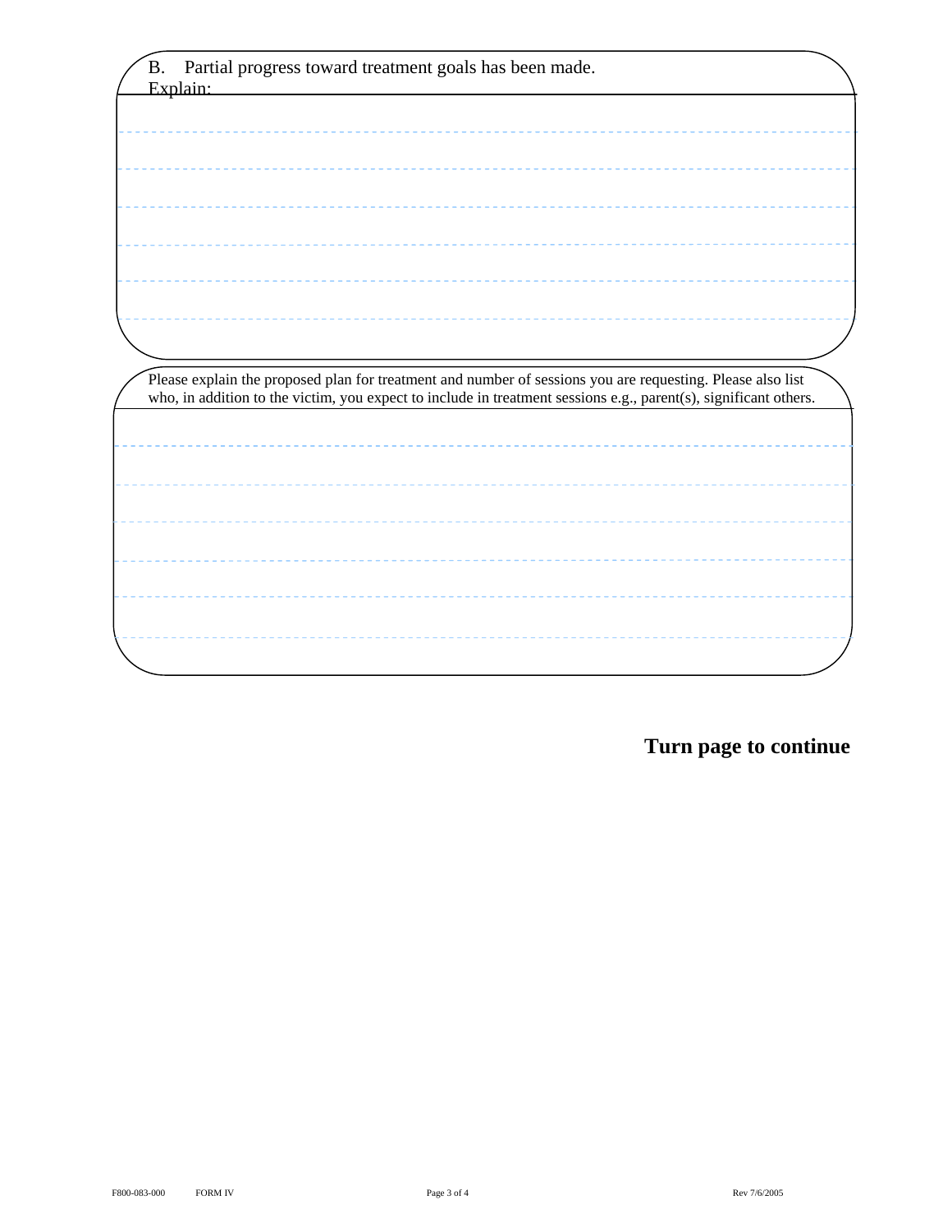B. Partial progress toward treatment goals has been made.
Explain:

Please explain the proposed plan for treatment and number of sessions you are requesting. Please also list who, in addition to the victim, you expect to include in treatment sessions e.g., parent(s), significant others.

**Turn page to continue**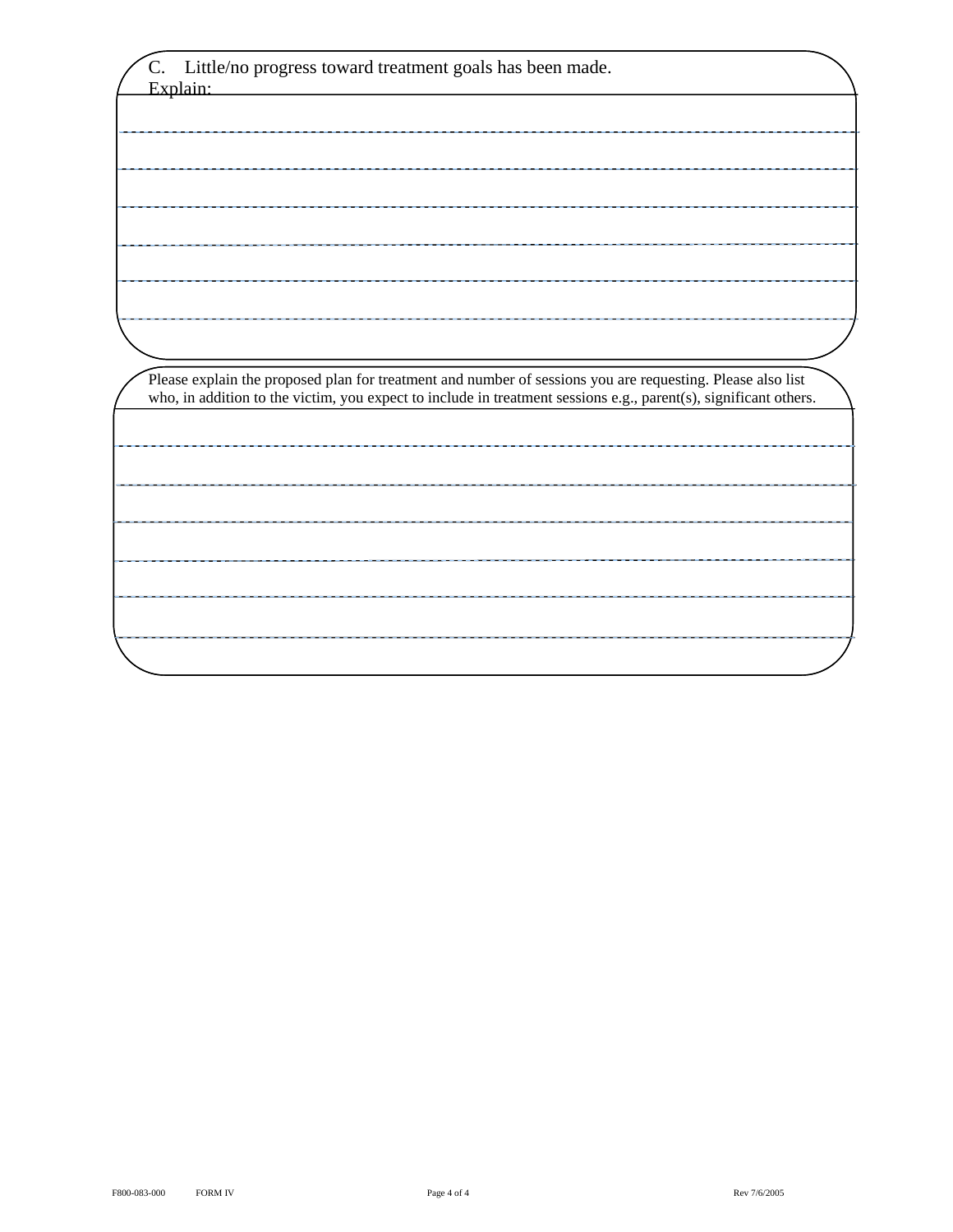C. Little/no progress toward treatment goals has been made.
Explain:

Please explain the proposed plan for treatment and number of sessions you are requesting. Please also list who, in addition to the victim, you expect to include in treatment sessions e.g., parent(s), significant others.

F800-083-000 FORM IV Rev 7/6/2005